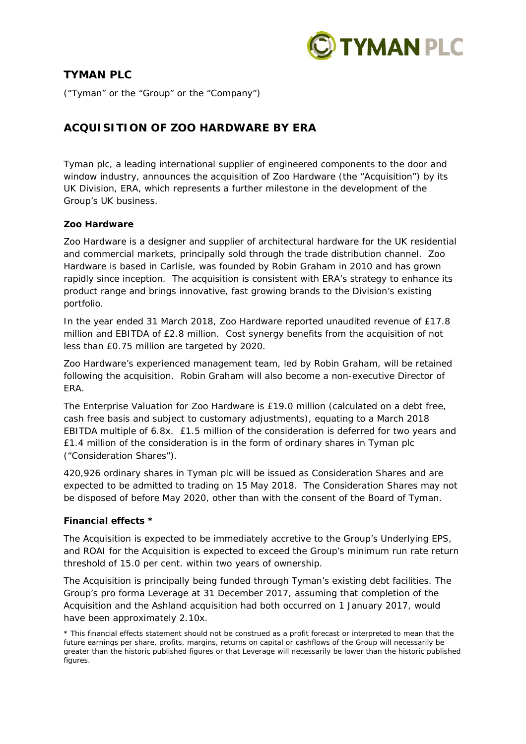# TYMAN PLC

("Tyman" or the "Group" or the "Company")

## ACQUISITION OF ZOO HARDWARE BY ERA

Tyman plc, a leading international supplier of engineered components to the door and window industry, announces the acquisition of Zoo Hardware (the "Acquisition") by its UK Division, ERA, which represents a further milestone in the development of the Group's UK business.

**Zoo Hardware**

Zoo Hardware is a designer and supplier of architectural hardware for the UK residential and commercial markets, principally sold through the trade distribution channel. Zoo Hardware is based in Carlisle, was founded by Robin Graham in 2010 and has grown rapidly since inception. The acquisition is consistent with ERA's strategy to enhance its product range and brings innovative, fast growing brands to the Division's existing portfolio.

In the year ended 31 March 2018, Zoo Hardware reported unaudited revenue of £17.8 million and EBITDA of £2.8 million. Cost synergy benefits from the acquisition of not less than £0.75 million are targeted by 2020.

Zoo Hardware's experienced management team, led by Robin Graham, will be retained following the acquisition. Robin Graham will also become a non-executive Director of ERA.

The Enterprise Valuation for Zoo Hardware is £19.0 million (calculated on a debt free, cash free basis and subject to customary adjustments), equating to a March 2018 EBITDA multiple of 6.8x. £1.5 million of the consideration is deferred for two years and £1.4 million of the consideration is in the form of ordinary shares in Tyman plc ("Consideration Shares").

420,926 ordinary shares in Tyman plc will be issued as Consideration Shares and are expected to be admitted to trading on 15 May 2018. The Consideration Shares may not be disposed of before May 2020, other than with the consent of the Board of Tyman.

**Financial effects ***

The Acquisition is expected to be immediately accretive to the Group's Underlying EPS, and ROAI for the Acquisition is expected to exceed the Group's minimum run rate return threshold of 15.0 per cent. within two years of ownership.

The Acquisition is principally being funded through Tyman's existing debt facilities. The Group's pro forma Leverage at 31 December 2017, assuming that completion of the Acquisition and the Ashland acquisition had both occurred on 1 January 2017, would have been approximately 2.10x.

* This financial effects statement should not be construed as a profit forecast or interpreted to mean that the future earnings per share, profits, margins, returns on capital or cashflows of the Group will necessarily be greater than the historic published figures or that Leverage will necessarily be lower than the historic published figures.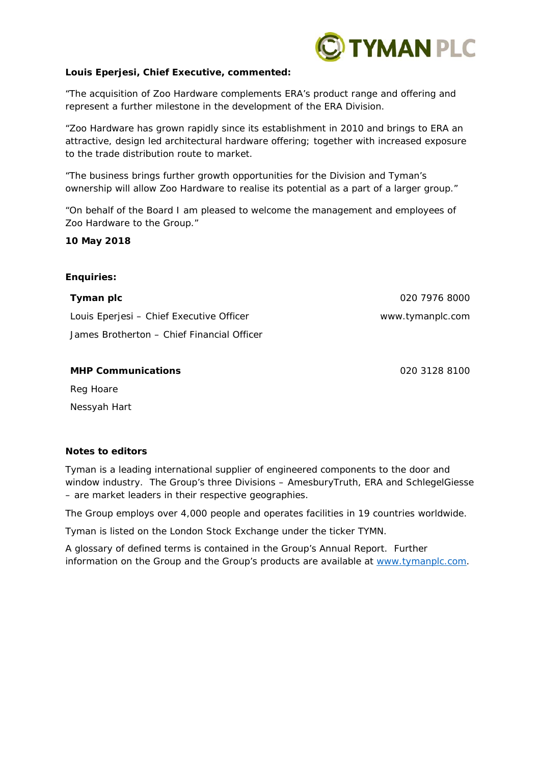**Louis Eperjesi, Chief Executive, commented:**

"The acquisition of Zoo Hardware complements ERA's product range and offering and represent a further milestone in the development of the ERA Division.

"Zoo Hardware has grown rapidly since its establishment in 2010 and brings to ERA an attractive, design led architectural hardware offering; together with increased exposure to the trade distribution route to market.

"The business brings further growth opportunities for the Division and Tyman's ownership will allow Zoo Hardware to realise its potential as a part of a larger group."

"On behalf of the Board I am pleased to welcome the management and employees of Zoo Hardware to the Group."

**10 May 2018**

**Enquiries:**

| | |
|---|---|
| **Tyman plc** | 020 7976 8000 |
| Louis Eperjesi – Chief Executive Officer | www.tymanplc.com |
| James Brotherton – Chief Financial Officer | |
| | |
| **MHP Communications** | 020 3128 8100 |
| Reg Hoare | |
| Nessyah Hart | |

**Notes to editors**

Tyman is a leading international supplier of engineered components to the door and window industry. The Group's three Divisions – AmesburyTruth, ERA and SchlegelGiesse – are market leaders in their respective geographies.

The Group employs over 4,000 people and operates facilities in 19 countries worldwide.

Tyman is listed on the London Stock Exchange under the ticker TYMN.

A glossary of defined terms is contained in the Group's Annual Report. Further information on the Group and the Group's products are available at www.tymanplc.com.